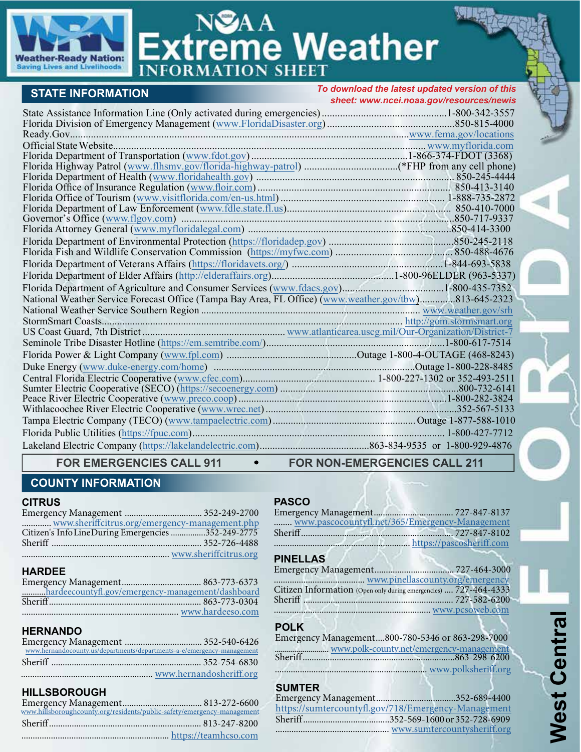# NOAA Extreme Weather INFORMATION SHEET

Weather-Ready Nation: Saving Lives and Livelihoods

FLORIDA

West Central

## STATE INFORMATION

*To download the latest updated version of this sheet: www.ncei.noaa.gov/resources/newis*

| | |
|---|---|
| State Assistance Information Line (Only activated during emergencies) | 1-800-342-3557 |
| Florida Division of Emergency Management (www.FloridaDisaster.org) | 850-815-4000 |
| Ready.Gov | www.fema.gov/locations |
| Official State Website | www.myflorida.com |
| Florida Department of Transportation (www.fdot.gov) | 1-866-374-FDOT (3368) |
| Florida Highway Patrol (www.flhsmv.gov/florida-highway-patrol) | (*FHP from any cell phone) |
| Florida Department of Health (www.floridahealth.gov) | 850-245-4444 |
| Florida Office of Insurance Regulation (www.floir.com) | 850-413-3140 |
| Florida Office of Tourism (www.visitflorida.com/en-us.html) | 1-888-735-2872 |
| Florida Department of Law Enforcement (www.fdle.state.fl.us) | 850-410-7000 |
| Governor's Office (www.flgov.com) | 850-717-9337 |
| Florida Attorney General (www.myfloridalegal.com) | 850-414-3300 |
| Florida Department of Environmental Protection (https://floridadep.gov) | 850-245-2118 |
| Florida Fish and Wildlife Conservation Commission (https://myfwc.com) | 850-488-4676 |
| Florida Department of Veterans Affairs (https://floridavets.org/) | 1-844-693-5838 |
| Florida Department of Elder Affairs (http://elderaffairs.org) | 1-800-96ELDER (963-5337) |
| Florida Department of Agriculture and Consumer Services (www.fdacs.gov) | 1-800-435-7352 |
| National Weather Service Forecast Office (Tampa Bay Area, FL Office) (www.weather.gov/tbw) | 813-645-2323 |
| National Weather Service Southern Region | www.weather.gov/srh |
| StormSmart Coasts | http://gom.stormsmart.org |
| US Coast Guard, 7th District | www.atlanticarea.uscg.mil/Our-Organization/District-7 |
| Seminole Tribe Disaster Hotline (https://em.semtribe.com/) | 1-800-617-7514 |
| Florida Power & Light Company (www.fpl.com) | Outage 1-800-4-OUTAGE (468-8243) |
| Duke Energy (www.duke-energy.com/home) | Outage 1-800-228-8485 |
| Central Florida Electric Cooperative (www.cfec.com) | 1-800-227-1302 or 352-493-2511 |
| Sumter Electric Cooperative (SECO) (https://secoenergy.com) | 800-732-6141 |
| Peace River Electric Cooperative (www.preco.coop) | 1-800-282-3824 |
| Withlacoochee River Electric Cooperative (www.wrec.net) | 352-567-5133 |
| Tampa Electric Company (TECO) (www.tampaelectric.com) | Outage 1-877-588-1010 |
| Florida Public Utilities (https://fpuc.com) | 1-800-427-7712 |
| Lakeland Electric Company (https://lakelandelectric.com) | 863-834-9535 or 1-800-929-4876 |

**FOR EMERGENCIES CALL 911 • FOR NON-EMERGENCIES CALL 211**

## COUNTY INFORMATION

### CITRUS
- Emergency Management: 352-249-2700
- www.sheriffcitrus.org/emergency-management.php
- Citizen's Info Line During Emergencies: 352-249-2775
- Sheriff: 352-726-4488
- www.sheriffcitrus.org

### HARDEE
- Emergency Management: 863-773-6373
- hardeecountyfl.gov/emergency-management/dashboard
- Sheriff: 863-773-0304
- www.hardeeso.com

### HERNANDO
- Emergency Management: 352-540-6426
- www.hernandocounty.us/departments/departments-a-e/emergency-management
- Sheriff: 352-754-6830
- www.hernandosheriff.org

### HILLSBOROUGH
- Emergency Management: 813-272-6600
- www.hillsboroughcounty.org/residents/public-safety/emergency-management
- Sheriff: 813-247-8200
- https://teamhcso.com

### PASCO
- Emergency Management: 727-847-8137
- www.pascocountyfl.net/365/Emergency-Management
- Sheriff: 727-847-8102
- https://pascosheriff.com

### PINELLAS
- Emergency Management: 727-464-3000
- www.pinellascounty.org/emergency
- Citizen Information (Open only during emergencies): 727-464-4333
- Sheriff: 727-582-6200
- www.pcsoweb.com

### POLK
- Emergency Management: 800-780-5346 or 863-298-7000
- www.polk-county.net/emergency-management
- Sheriff: 863-298-6200
- www.polksheriff.org

### SUMTER
- Emergency Management: 352-689-4400
- https://sumtercountyfl.gov/718/Emergency-Management
- Sheriff: 352-569-1600 or 352-728-6909
- www.sumtercountysheriff.org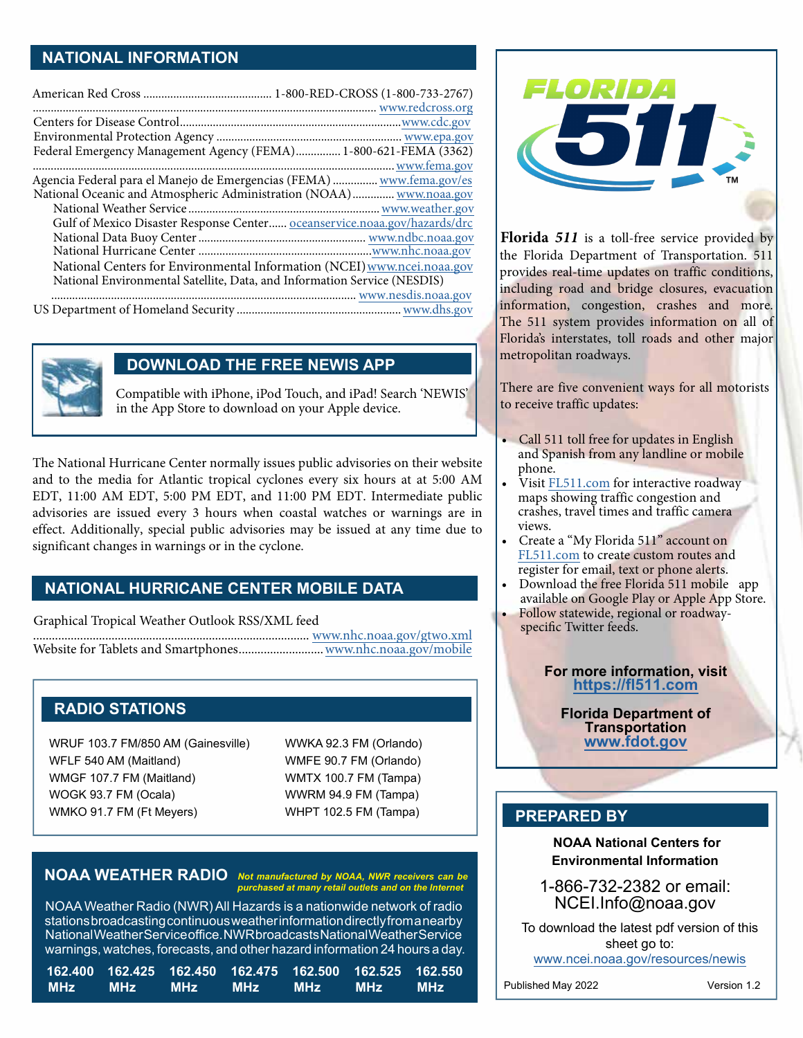## NATIONAL INFORMATION

American Red Cross .......................................... 1-800-RED-CROSS (1-800-733-2767)
.................................................................................................................. www.redcross.org
Centers for Disease Control........................................................................www.cdc.gov
Environmental Protection Agency ............................................................. www.epa.gov
Federal Emergency Management Agency (FEMA)............... 1-800-621-FEMA (3362)
........................................................................................................................ www.fema.gov
Agencia Federal para el Manejo de Emergencias (FEMA) ............... www.fema.gov/es
National Oceanic and Atmospheric Administration (NOAA).............. www.noaa.gov

- National Weather Service ............................................................... www.weather.gov
- Gulf of Mexico Disaster Response Center...... oceanservice.noaa.gov/hazards/drc
- National Data Buoy Center ........................................................ www.ndbc.noaa.gov
- National Hurricane Center .........................................................www.nhc.noaa.gov
- National Centers for Environmental Information (NCEI) www.ncei.noaa.gov
- National Environmental Satellite, Data, and Information Service (NESDIS) ..................................................................................................... www.nesdis.noaa.gov

US Department of Homeland Security ...................................................... www.dhs.gov

## DOWNLOAD THE FREE NEWIS APP

Compatible with iPhone, iPod Touch, and iPad! Search 'NEWIS' in the App Store to download on your Apple device.

The National Hurricane Center normally issues public advisories on their website and to the media for Atlantic tropical cyclones every six hours at at 5:00 AM EDT, 11:00 AM EDT, 5:00 PM EDT, and 11:00 PM EDT. Intermediate public advisories are issued every 3 hours when coastal watches or warnings are in effect. Additionally, special public advisories may be issued at any time due to significant changes in warnings or in the cyclone.

## NATIONAL HURRICANE CENTER MOBILE DATA

Graphical Tropical Weather Outlook RSS/XML feed
........................................................................................ www.nhc.noaa.gov/gtwo.xml
Website for Tablets and Smartphones........................... www.nhc.noaa.gov/mobile

## RADIO STATIONS

| | |
|---|---|
| WRUF 103.7 FM/850 AM (Gainesville) | WWKA 92.3 FM (Orlando) |
| WFLF 540 AM (Maitland) | WMFE 90.7 FM (Orlando) |
| WMGF 107.7 FM (Maitland) | WMTX 100.7 FM (Tampa) |
| WOGK 93.7 FM (Ocala) | WWRM 94.9 FM (Tampa) |
| WMKO 91.7 FM (Ft Meyers) | WHPT 102.5 FM (Tampa) |

## NOAA WEATHER RADIO

*Not manufactured by NOAA, NWR receivers can be purchased at many retail outlets and on the Internet*

NOAA Weather Radio (NWR) All Hazards is a nationwide network of radio stations broadcasting continuous weather information directly from a nearby National Weather Service office. NWR broadcasts National Weather Service warnings, watches, forecasts, and other hazard information 24 hours a day.

| | | | | | | |
|---|---|---|---|---|---|---|
| 162.400 MHz | 162.425 MHz | 162.450 MHz | 162.475 MHz | 162.500 MHz | 162.525 MHz | 162.550 MHz |

FLORIDA 511™

**Florida *511*** is a toll-free service provided by the Florida Department of Transportation. 511 provides real-time updates on traffic conditions, including road and bridge closures, evacuation information, congestion, crashes and more. The 511 system provides information on all of Florida's interstates, toll roads and other major metropolitan roadways.

There are five convenient ways for all motorists to receive traffic updates:

- Call 511 toll free for updates in English and Spanish from any landline or mobile phone.
- Visit FL511.com for interactive roadway maps showing traffic congestion and crashes, travel times and traffic camera views.
- Create a "My Florida 511" account on FL511.com to create custom routes and register for email, text or phone alerts.
- Download the free Florida 511 mobile app available on Google Play or Apple App Store.
- Follow statewide, regional or roadway-specific Twitter feeds.

**For more information, visit https://fl511.com**

**Florida Department of Transportation www.fdot.gov**

## PREPARED BY

**NOAA National Centers for Environmental Information**

1-866-732-2382 or email: NCEI.Info@noaa.gov

To download the latest pdf version of this sheet go to: www.ncei.noaa.gov/resources/newis

Published May 2022 Version 1.2